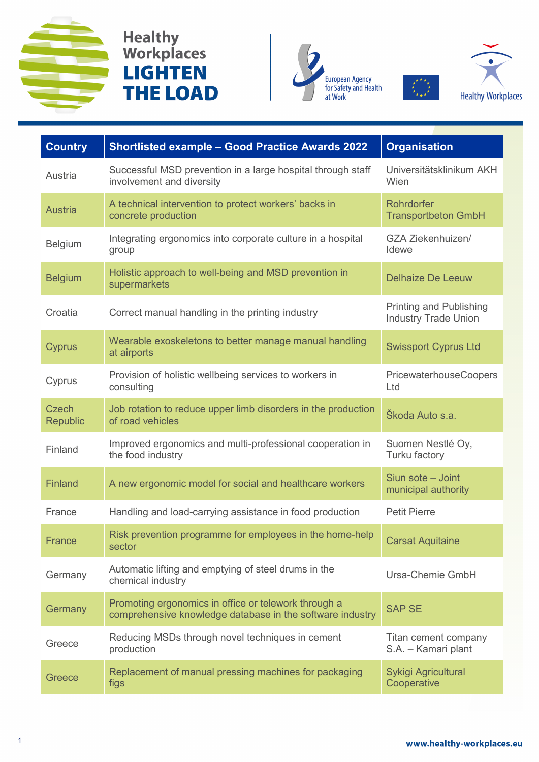# Healthy Workplaces LIGHTEN THE LOAD

European Agency for Safety and Health at Work

Healthy Workplaces

| Country | Shortlisted example – Good Practice Awards 2022 | Organisation |
|---|---|---|
| Austria | Successful MSD prevention in a large hospital through staff involvement and diversity | Universitätsklinikum AKH Wien |
| Austria | A technical intervention to protect workers' backs in concrete production | Rohrdorfer Transportbeton GmbH |
| Belgium | Integrating ergonomics into corporate culture in a hospital group | GZA Ziekenhuizen/ Idewe |
| Belgium | Holistic approach to well-being and MSD prevention in supermarkets | Delhaize De Leeuw |
| Croatia | Correct manual handling in the printing industry | Printing and Publishing Industry Trade Union |
| Cyprus | Wearable exoskeletons to better manage manual handling at airports | Swissport Cyprus Ltd |
| Cyprus | Provision of holistic wellbeing services to workers in consulting | PricewaterhouseCoopers Ltd |
| Czech Republic | Job rotation to reduce upper limb disorders in the production of road vehicles | Škoda Auto s.a. |
| Finland | Improved ergonomics and multi-professional cooperation in the food industry | Suomen Nestlé Oy, Turku factory |
| Finland | A new ergonomic model for social and healthcare workers | Siun sote – Joint municipal authority |
| France | Handling and load-carrying assistance in food production | Petit Pierre |
| France | Risk prevention programme for employees in the home-help sector | Carsat Aquitaine |
| Germany | Automatic lifting and emptying of steel drums in the chemical industry | Ursa-Chemie GmbH |
| Germany | Promoting ergonomics in office or telework through a comprehensive knowledge database in the software industry | SAP SE |
| Greece | Reducing MSDs through novel techniques in cement production | Titan cement company S.A. – Kamari plant |
| Greece | Replacement of manual pressing machines for packaging figs | Sykigi Agricultural Cooperative |

www.healthy-workplaces.eu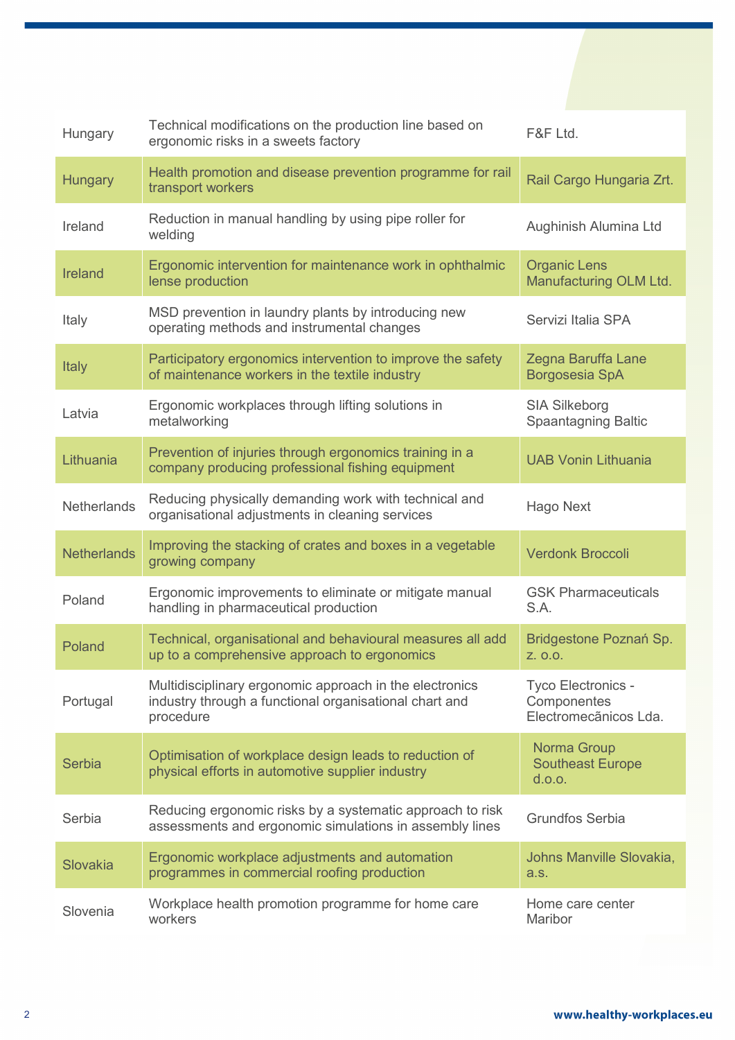| | | |
|---|---|---|
| Hungary | Technical modifications on the production line based on ergonomic risks in a sweets factory | F&F Ltd. |
| Hungary | Health promotion and disease prevention programme for rail transport workers | Rail Cargo Hungaria Zrt. |
| Ireland | Reduction in manual handling by using pipe roller for welding | Aughinish Alumina Ltd |
| Ireland | Ergonomic intervention for maintenance work in ophthalmic lense production | Organic Lens Manufacturing OLM Ltd. |
| Italy | MSD prevention in laundry plants by introducing new operating methods and instrumental changes | Servizi Italia SPA |
| Italy | Participatory ergonomics intervention to improve the safety of maintenance workers in the textile industry | Zegna Baruffa Lane Borgosesia SpA |
| Latvia | Ergonomic workplaces through lifting solutions in metalworking | SIA Silkeborg Spaantagning Baltic |
| Lithuania | Prevention of injuries through ergonomics training in a company producing professional fishing equipment | UAB Vonin Lithuania |
| Netherlands | Reducing physically demanding work with technical and organisational adjustments in cleaning services | Hago Next |
| Netherlands | Improving the stacking of crates and boxes in a vegetable growing company | Verdonk Broccoli |
| Poland | Ergonomic improvements to eliminate or mitigate manual handling in pharmaceutical production | GSK Pharmaceuticals S.A. |
| Poland | Technical, organisational and behavioural measures all add up to a comprehensive approach to ergonomics | Bridgestone Poznań Sp. z. o.o. |
| Portugal | Multidisciplinary ergonomic approach in the electronics industry through a functional organisational chart and procedure | Tyco Electronics - Componentes Electromecânicos Lda. |
| Serbia | Optimisation of workplace design leads to reduction of physical efforts in automotive supplier industry | Norma Group Southeast Europe d.o.o. |
| Serbia | Reducing ergonomic risks by a systematic approach to risk assessments and ergonomic simulations in assembly lines | Grundfos Serbia |
| Slovakia | Ergonomic workplace adjustments and automation programmes in commercial roofing production | Johns Manville Slovakia, a.s. |
| Slovenia | Workplace health promotion programme for home care workers | Home care center Maribor |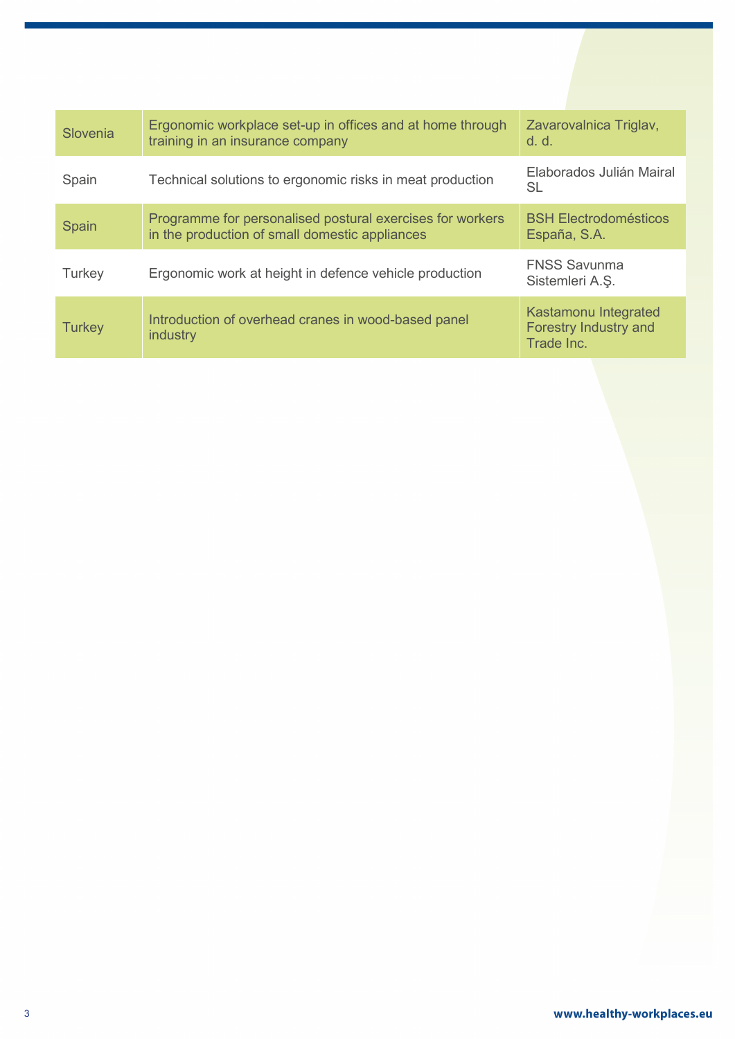| | | |
|---|---|---|
| Slovenia | Ergonomic workplace set-up in offices and at home through training in an insurance company | Zavarovalnica Triglav, d. d. |
| Spain | Technical solutions to ergonomic risks in meat production | Elaborados Julián Mairal SL |
| Spain | Programme for personalised postural exercises for workers in the production of small domestic appliances | BSH Electrodomésticos España, S.A. |
| Turkey | Ergonomic work at height in defence vehicle production | FNSS Savunma Sistemleri A.Ş. |
| Turkey | Introduction of overhead cranes in wood-based panel industry | Kastamonu Integrated Forestry Industry and Trade Inc. |